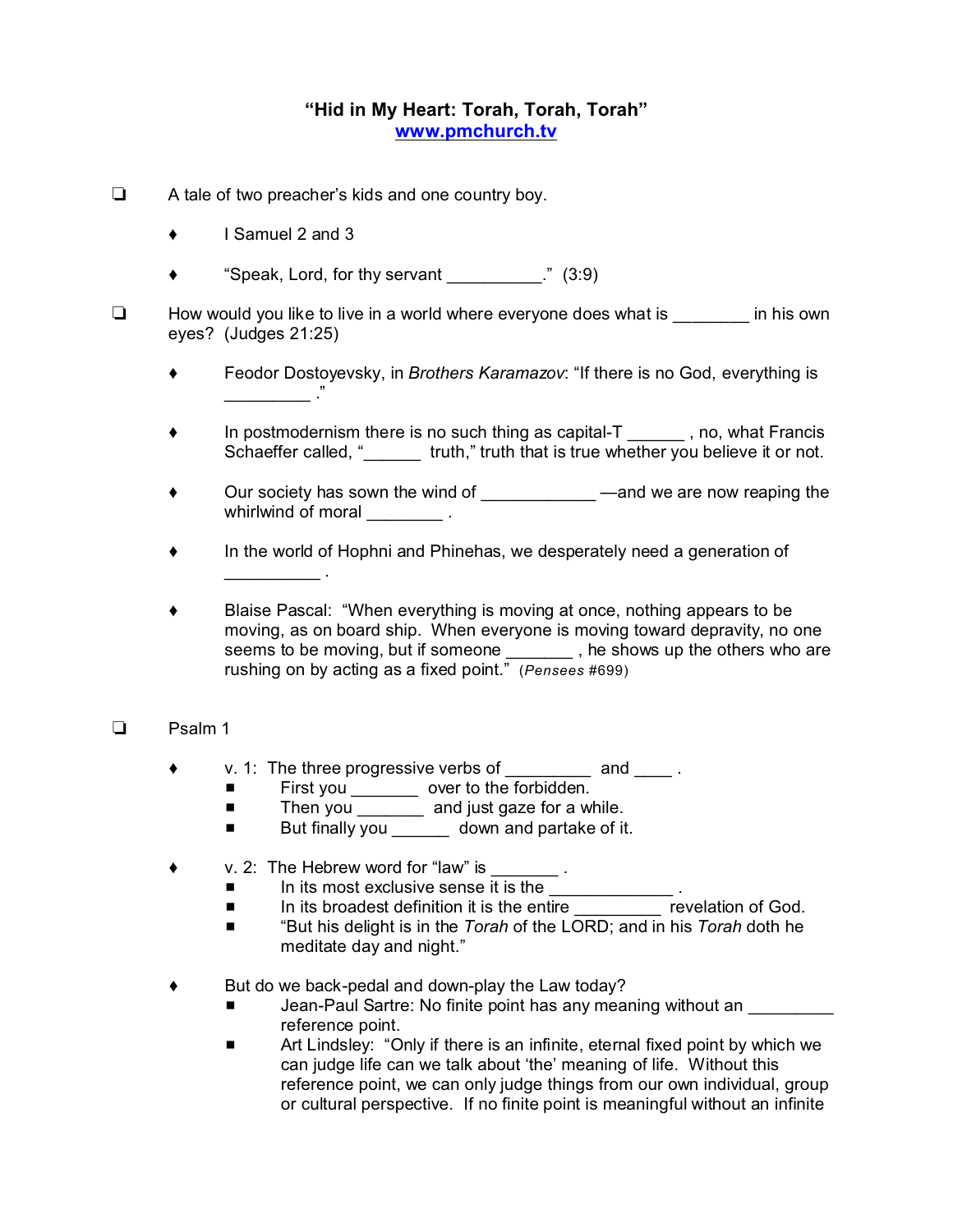# "Hid in My Heart: Torah, Torah, Torah"

www.pmchurch.tv

- A tale of two preacher's kids and one country boy.
  - I Samuel 2 and 3
  - "Speak, Lord, for thy servant __________." (3:9)

- How would you like to live in a world where everyone does what is ________ in his own eyes? (Judges 21:25)
  - Feodor Dostoyevsky, in *Brothers Karamazov*: "If there is no God, everything is _________ ."
  - In postmodernism there is no such thing as capital-T ______ , no, what Francis Schaeffer called, "______ truth," truth that is true whether you believe it or not.
  - Our society has sown the wind of ____________ —and we are now reaping the whirlwind of moral ________ .
  - In the world of Hophni and Phinehas, we desperately need a generation of __________ .
  - Blaise Pascal: "When everything is moving at once, nothing appears to be moving, as on board ship. When everyone is moving toward depravity, no one seems to be moving, but if someone _______ , he shows up the others who are rushing on by acting as a fixed point." (*Pensees* #699)

- Psalm 1
  - v. 1: The three progressive verbs of _________ and ____ .
    - First you _______ over to the forbidden.
    - Then you _______ and just gaze for a while.
    - But finally you ______ down and partake of it.
  - v. 2: The Hebrew word for "law" is _______ .
    - In its most exclusive sense it is the _____________ .
    - In its broadest definition it is the entire _________ revelation of God.
    - "But his delight is in the *Torah* of the LORD; and in his *Torah* doth he meditate day and night."
  - But do we back-pedal and down-play the Law today?
    - Jean-Paul Sartre: No finite point has any meaning without an _________ reference point.
    - Art Lindsley: "Only if there is an infinite, eternal fixed point by which we can judge life can we talk about 'the' meaning of life. Without this reference point, we can only judge things from our own individual, group or cultural perspective. If no finite point is meaningful without an infinite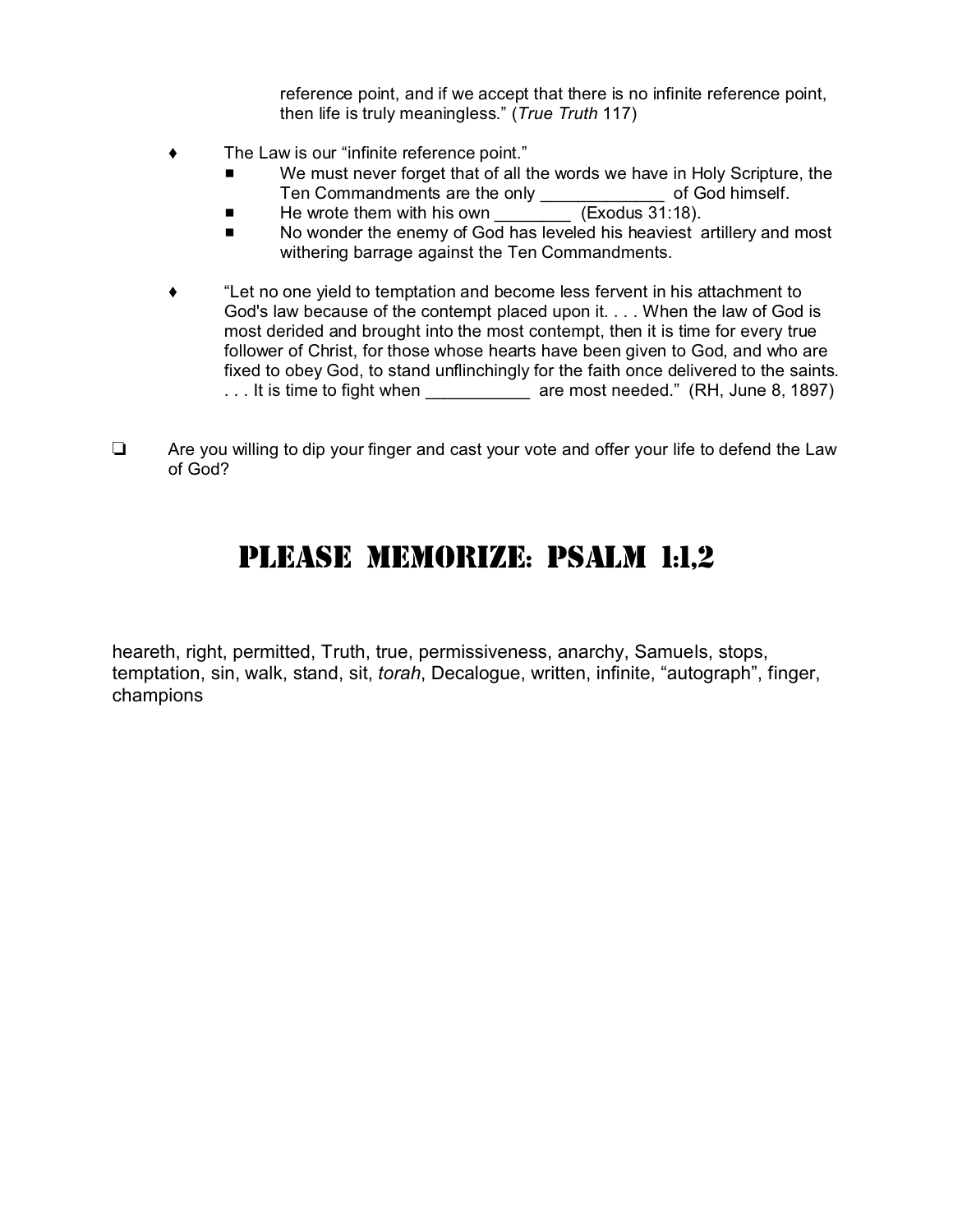reference point, and if we accept that there is no infinite reference point, then life is truly meaningless." (*True Truth* 117)

- The Law is our "infinite reference point."
  - We must never forget that of all the words we have in Holy Scripture, the Ten Commandments are the only _____________ of God himself.
  - He wrote them with his own ________ (Exodus 31:18).
  - No wonder the enemy of God has leveled his heaviest artillery and most withering barrage against the Ten Commandments.

- "Let no one yield to temptation and become less fervent in his attachment to God's law because of the contempt placed upon it. . . . When the law of God is most derided and brought into the most contempt, then it is time for every true follower of Christ, for those whose hearts have been given to God, and who are fixed to obey God, to stand unflinchingly for the faith once delivered to the saints. . . . It is time to fight when ___________ are most needed." (RH, June 8, 1897)

❑ Are you willing to dip your finger and cast your vote and offer your life to defend the Law of God?

## PLEASE MEMORIZE: PSALM 1:1,2

heareth, right, permitted, Truth, true, permissiveness, anarchy, Samuels, stops, temptation, sin, walk, stand, sit, *torah*, Decalogue, written, infinite, "autograph", finger, champions